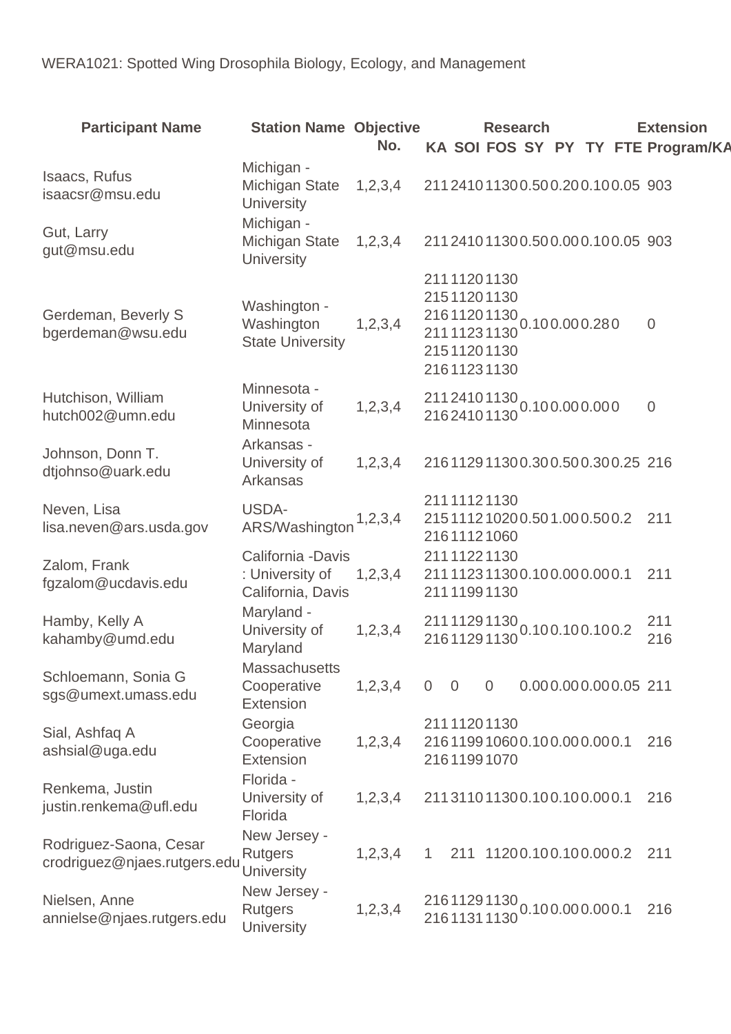WERA1021: Spotted Wing Drosophila Biology, Ecology, and Management

| Participant Name | Station Name | Objective No. | Research | | | | | | | Extension |
|---|---|---|---|---|---|---|---|---|---|---|
| | | | KA | SOI | FOS | SY | PY | TY | FTE | Program/KA |
| Isaacs, Rufus<br>isaacsr@msu.edu | Michigan - Michigan State University | 1,2,3,4 | 211 | 2410 | 1130 | 0.50 | 0.20 | 0.10 | 0.05 | 903 |
| Gut, Larry<br>gut@msu.edu | Michigan - Michigan State University | 1,2,3,4 | 211 | 2410 | 1130 | 0.50 | 0.00 | 0.10 | 0.05 | 903 |
| Gerdeman, Beverly S<br>bgerdeman@wsu.edu | Washington - Washington State University | 1,2,3,4 | 211<br>215<br>216<br>211<br>215<br>216 | 1120<br>1120<br>1120<br>1123<br>1120<br>1123 | 1130<br>1130<br>1130<br>1130<br>1130<br>1130 | 0.10 | 0.00 | 0.28 | 0 | 0 |
| Hutchison, William<br>hutch002@umn.edu | Minnesota - University of Minnesota | 1,2,3,4 | 211<br>216 | 2410<br>2410 | 1130<br>1130 | 0.10 | 0.00 | 0.00 | 0 | 0 |
| Johnson, Donn T.<br>dtjohnso@uark.edu | Arkansas - University of Arkansas | 1,2,3,4 | 216 | 1129 | 1130 | 0.30 | 0.50 | 0.30 | 0.25 | 216 |
| Neven, Lisa<br>lisa.neven@ars.usda.gov | USDA-ARS/Washington | 1,2,3,4 | 211<br>215<br>216 | 1112<br>1112<br>1112 | 1130<br>1020<br>1060 | 0.50 | 1.00 | 0.50 | 0.2 | 211 |
| Zalom, Frank<br>fgzalom@ucdavis.edu | California -Davis : University of California, Davis | 1,2,3,4 | 211<br>211<br>211 | 1122<br>1123<br>1199 | 1130<br>1130<br>1130 | 0.10 | 0.00 | 0.00 | 0.1 | 211 |
| Hamby, Kelly A<br>kahamby@umd.edu | Maryland - University of Maryland | 1,2,3,4 | 211<br>216 | 1129<br>1129 | 1130<br>1130 | 0.10 | 0.10 | 0.10 | 0.2 | 211<br>216 |
| Schloemann, Sonia G<br>sgs@umext.umass.edu | Massachusetts Cooperative Extension | 1,2,3,4 | 0 | 0 | 0 | 0.00 | 0.00 | 0.00 | 0.05 | 211 |
| Sial, Ashfaq A<br>ashsial@uga.edu | Georgia Cooperative Extension | 1,2,3,4 | 211<br>216<br>216 | 1120<br>1199<br>1199 | 1130<br>1060<br>1070 | 0.10 | 0.00 | 0.00 | 0.1 | 216 |
| Renkema, Justin<br>justin.renkema@ufl.edu | Florida - University of Florida | 1,2,3,4 | 211 | 3110 | 1130 | 0.10 | 0.10 | 0.00 | 0.1 | 216 |
| Rodriguez-Saona, Cesar<br>crodriguez@njaes.rutgers.edu | New Jersey - Rutgers University | 1,2,3,4 | 1 | 211 | 1120 | 0.10 | 0.10 | 0.00 | 0.2 | 211 |
| Nielsen, Anne<br>annielse@njaes.rutgers.edu | New Jersey - Rutgers University | 1,2,3,4 | 216<br>216 | 1129<br>1131 | 1130<br>1130 | 0.10 | 0.00 | 0.00 | 0.1 | 216 |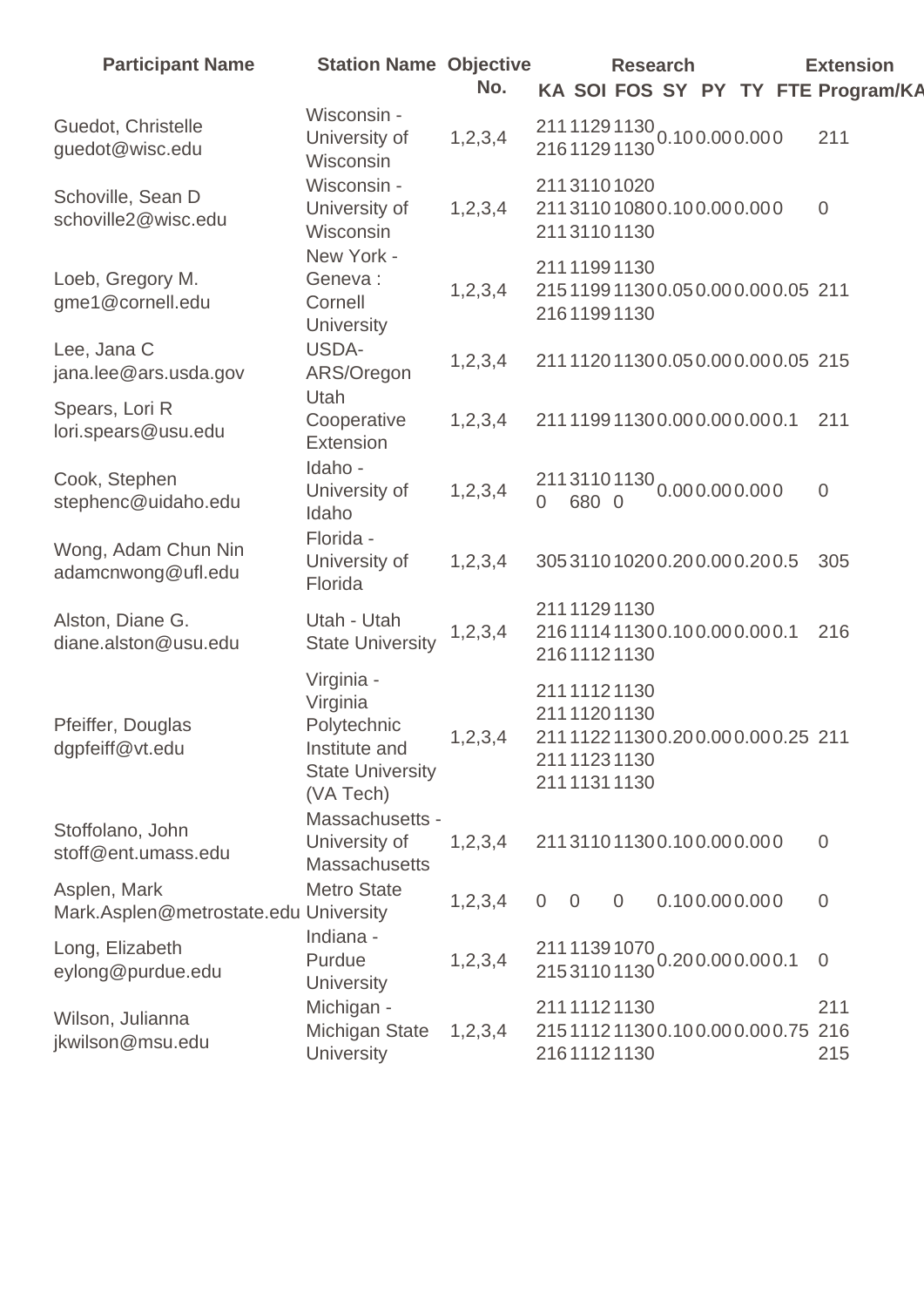| Participant Name | Station Name | Objective No. | Research | | | | | | | Extension |
|---|---|---|---|---|---|---|---|---|---|---|
| | | | KA | SOI | FOS | SY | PY | TY | FTE | Program/KA |
| Guedot, Christelle guedot@wisc.edu | Wisconsin - University of Wisconsin | 1,2,3,4 | 211 216 | 1129 1129 | 1130 1130 | 0.10 | 0.00 | 0.00 | 0 | 211 |
| Schoville, Sean D schoville2@wisc.edu | Wisconsin - University of Wisconsin | 1,2,3,4 | 211 211 211 | 3110 3110 3110 | 1020 1080 1130 | 0.10 | 0.00 | 0.00 | 0 | 0 |
| Loeb, Gregory M. gme1@cornell.edu | New York - Geneva : Cornell University | 1,2,3,4 | 211 215 216 | 1199 1199 1199 | 1130 1130 1130 | 0.05 | 0.00 | 0.00 | 0.05 | 211 |
| Lee, Jana C jana.lee@ars.usda.gov | USDA-ARS/Oregon | 1,2,3,4 | 211 | 1120 | 1130 | 0.05 | 0.00 | 0.00 | 0.05 | 215 |
| Spears, Lori R lori.spears@usu.edu | Utah Cooperative Extension | 1,2,3,4 | 211 | 1199 | 1130 | 0.00 | 0.00 | 0.00 | 0.1 | 211 |
| Cook, Stephen stephenc@uidaho.edu | Idaho - University of Idaho | 1,2,3,4 | 2110 | 3110680 | 11300 | 0.00 | 0.00 | 0.00 | 0 | 0 |
| Wong, Adam Chun Nin adamcnwong@ufl.edu | Florida - University of Florida | 1,2,3,4 | 305 | 3110 | 1020 | 0.20 | 0.00 | 0.20 | 0.5 | 305 |
| Alston, Diane G. diane.alston@usu.edu | Utah - Utah State University | 1,2,3,4 | 211 216 216 | 1129 1114 1112 | 1130 1130 1130 | 0.10 | 0.00 | 0.00 | 0.1 | 216 |
| Pfeiffer, Douglas dgpfeiff@vt.edu | Virginia - Virginia Polytechnic Institute and State University (VA Tech) | 1,2,3,4 | 211 211 211 211 211 | 1112 1120 1122 1123 1131 | 1130 1130 1130 1130 1130 | 0.20 | 0.00 | 0.00 | 0.25 | 211 |
| Stoffolano, John stoff@ent.umass.edu | Massachusetts - University of Massachusetts | 1,2,3,4 | 211 | 3110 | 1130 | 0.10 | 0.00 | 0.00 | 0 | 0 |
| Asplen, Mark Mark.Asplen@metrostate.edu | Metro State University | 1,2,3,4 | 0 | 0 | 0 | 0.10 | 0.00 | 0.00 | 0 | 0 |
| Long, Elizabeth eylong@purdue.edu | Indiana - Purdue University | 1,2,3,4 | 211 215 | 1139 3110 | 1070 1130 | 0.20 | 0.00 | 0.00 | 0.1 | 0 |
| Wilson, Julianna jkwilson@msu.edu | Michigan - Michigan State University | 1,2,3,4 | 211 215 216 | 1112 1112 1112 | 1130 1130 1130 | 0.10 | 0.00 | 0.00 | 0.75 | 211 216 215 |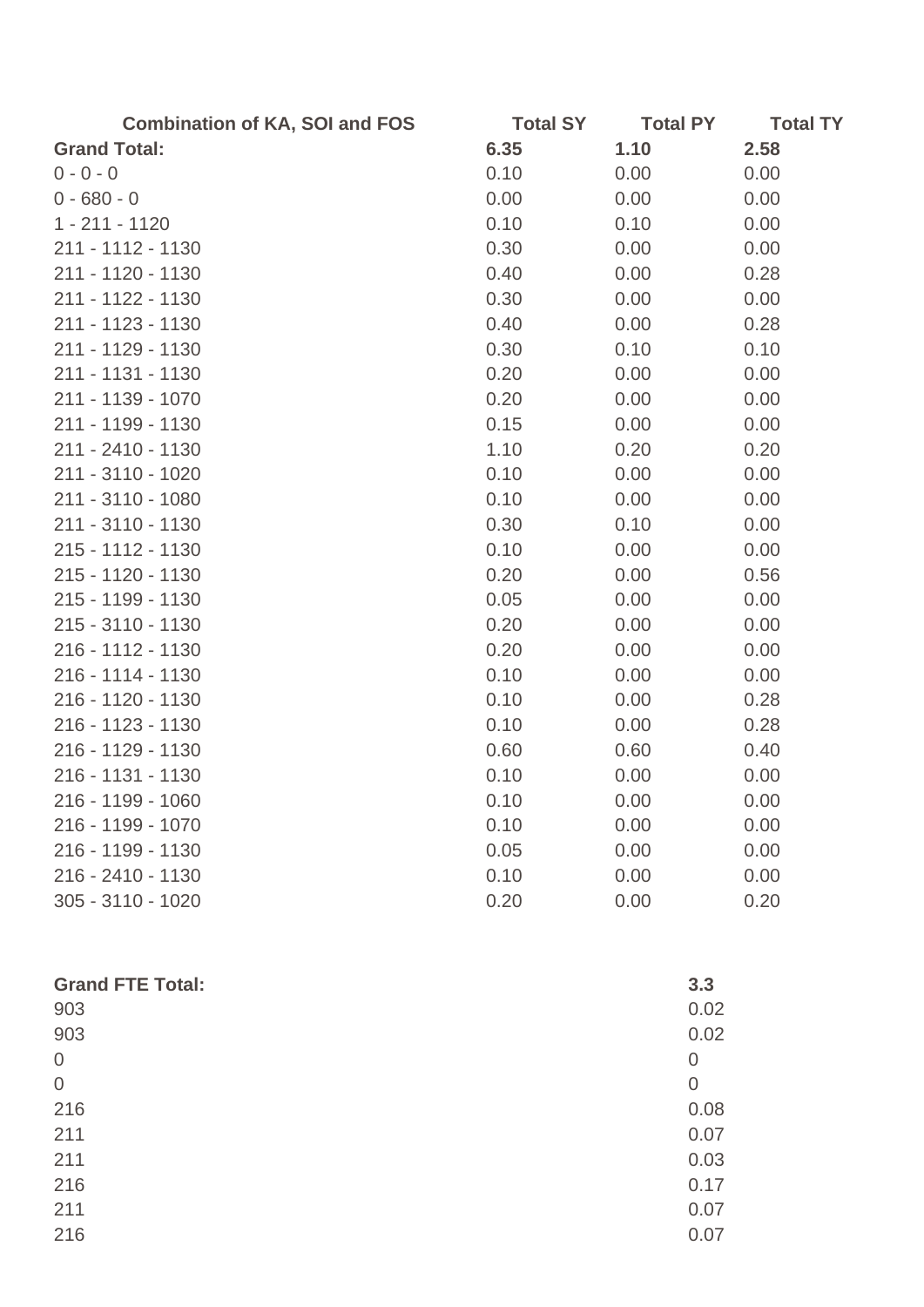| Combination of KA, SOI and FOS | Total SY | Total PY | Total TY |
| --- | --- | --- | --- |
| **Grand Total:** | **6.35** | **1.10** | **2.58** |
| 0 - 0 - 0 | 0.10 | 0.00 | 0.00 |
| 0 - 680 - 0 | 0.00 | 0.00 | 0.00 |
| 1 - 211 - 1120 | 0.10 | 0.10 | 0.00 |
| 211 - 1112 - 1130 | 0.30 | 0.00 | 0.00 |
| 211 - 1120 - 1130 | 0.40 | 0.00 | 0.28 |
| 211 - 1122 - 1130 | 0.30 | 0.00 | 0.00 |
| 211 - 1123 - 1130 | 0.40 | 0.00 | 0.28 |
| 211 - 1129 - 1130 | 0.30 | 0.10 | 0.10 |
| 211 - 1131 - 1130 | 0.20 | 0.00 | 0.00 |
| 211 - 1139 - 1070 | 0.20 | 0.00 | 0.00 |
| 211 - 1199 - 1130 | 0.15 | 0.00 | 0.00 |
| 211 - 2410 - 1130 | 1.10 | 0.20 | 0.20 |
| 211 - 3110 - 1020 | 0.10 | 0.00 | 0.00 |
| 211 - 3110 - 1080 | 0.10 | 0.00 | 0.00 |
| 211 - 3110 - 1130 | 0.30 | 0.10 | 0.00 |
| 215 - 1112 - 1130 | 0.10 | 0.00 | 0.00 |
| 215 - 1120 - 1130 | 0.20 | 0.00 | 0.56 |
| 215 - 1199 - 1130 | 0.05 | 0.00 | 0.00 |
| 215 - 3110 - 1130 | 0.20 | 0.00 | 0.00 |
| 216 - 1112 - 1130 | 0.20 | 0.00 | 0.00 |
| 216 - 1114 - 1130 | 0.10 | 0.00 | 0.00 |
| 216 - 1120 - 1130 | 0.10 | 0.00 | 0.28 |
| 216 - 1123 - 1130 | 0.10 | 0.00 | 0.28 |
| 216 - 1129 - 1130 | 0.60 | 0.60 | 0.40 |
| 216 - 1131 - 1130 | 0.10 | 0.00 | 0.00 |
| 216 - 1199 - 1060 | 0.10 | 0.00 | 0.00 |
| 216 - 1199 - 1070 | 0.10 | 0.00 | 0.00 |
| 216 - 1199 - 1130 | 0.05 | 0.00 | 0.00 |
| 216 - 2410 - 1130 | 0.10 | 0.00 | 0.00 |
| 305 - 3110 - 1020 | 0.20 | 0.00 | 0.20 |

| **Grand FTE Total:** | **3.3** |
| --- | --- |
| 903 | 0.02 |
| 903 | 0.02 |
| 0 | 0 |
| 0 | 0 |
| 216 | 0.08 |
| 211 | 0.07 |
| 211 | 0.03 |
| 216 | 0.17 |
| 211 | 0.07 |
| 216 | 0.07 |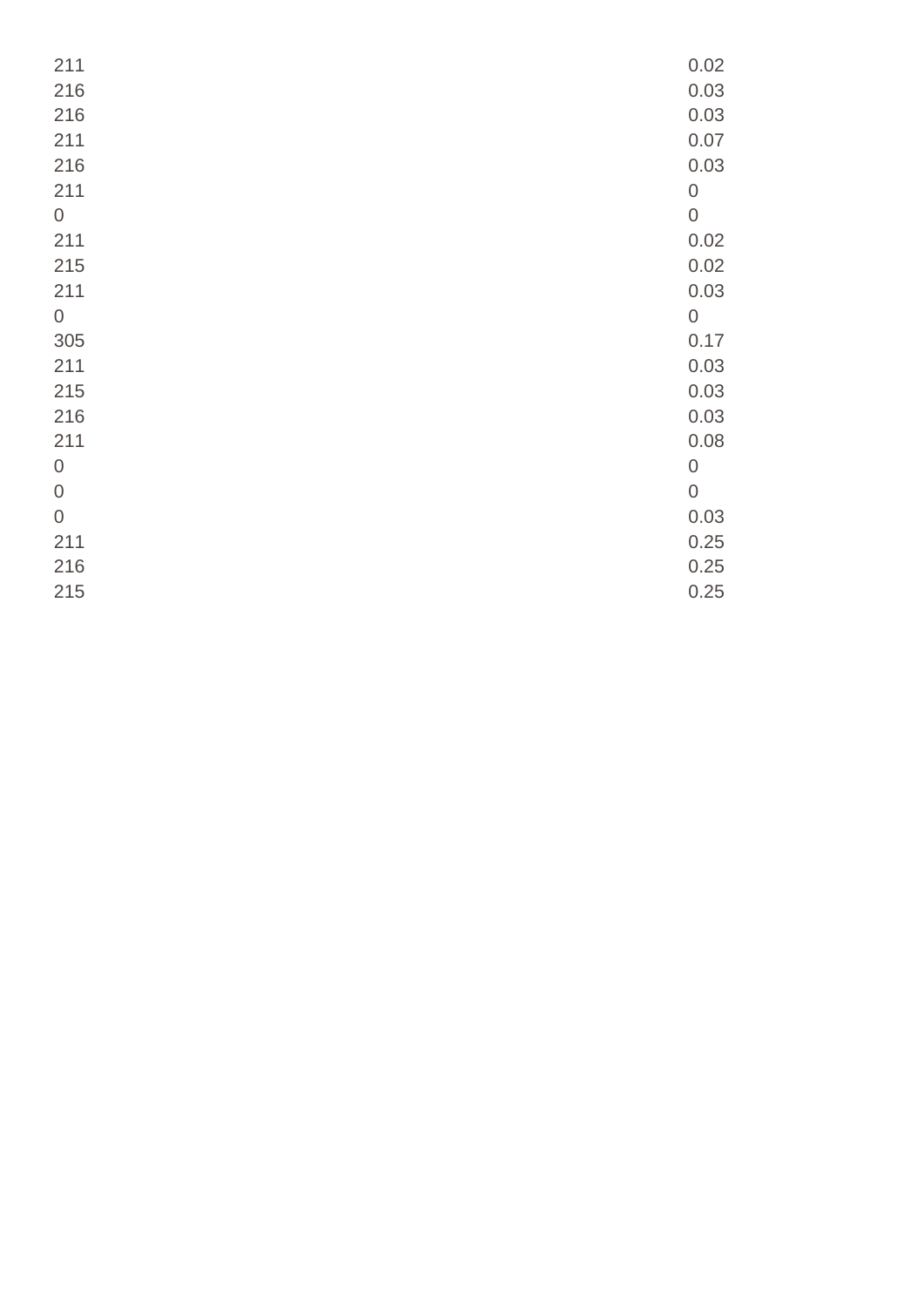| | |
|---|---|
| 211 | 0.02 |
| 216 | 0.03 |
| 216 | 0.03 |
| 211 | 0.07 |
| 216 | 0.03 |
| 211 | 0 |
| 0 | 0 |
| 211 | 0.02 |
| 215 | 0.02 |
| 211 | 0.03 |
| 0 | 0 |
| 305 | 0.17 |
| 211 | 0.03 |
| 215 | 0.03 |
| 216 | 0.03 |
| 211 | 0.08 |
| 0 | 0 |
| 0 | 0 |
| 0 | 0.03 |
| 211 | 0.25 |
| 216 | 0.25 |
| 215 | 0.25 |